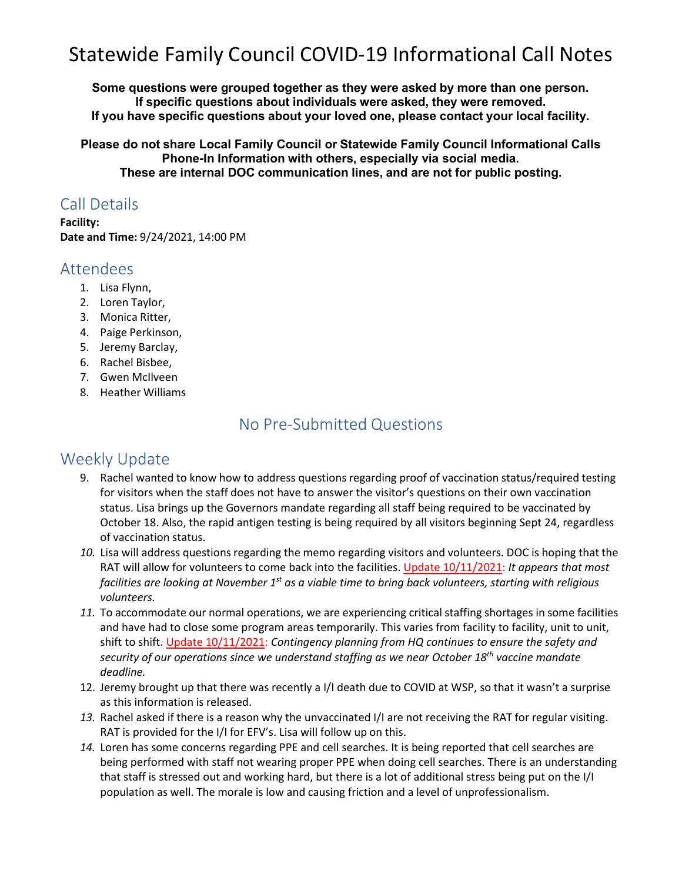# Statewide Family Council COVID-19 Informational Call Notes

**Some questions were grouped together as they were asked by more than one person.**
**If specific questions about individuals were asked, they were removed.**
**If you have specific questions about your loved one, please contact your local facility.**

**Please do not share Local Family Council or Statewide Family Council Informational Calls Phone-In Information with others, especially via social media.**
**These are internal DOC communication lines, and are not for public posting.**

## Call Details

**Facility:**
**Date and Time:** 9/24/2021, 14:00 PM

## Attendees

1. Lisa Flynn,
2. Loren Taylor,
3. Monica Ritter,
4. Paige Perkinson,
5. Jeremy Barclay,
6. Rachel Bisbee,
7. Gwen McIlveen
8. Heather Williams

## No Pre-Submitted Questions

## Weekly Update

9. Rachel wanted to know how to address questions regarding proof of vaccination status/required testing for visitors when the staff does not have to answer the visitor's questions on their own vaccination status. Lisa brings up the Governors mandate regarding all staff being required to be vaccinated by October 18. Also, the rapid antigen testing is being required by all visitors beginning Sept 24, regardless of vaccination status.
10. Lisa will address questions regarding the memo regarding visitors and volunteers. DOC is hoping that the RAT will allow for volunteers to come back into the facilities. Update 10/11/2021: *It appears that most facilities are looking at November 1st as a viable time to bring back volunteers, starting with religious volunteers.*
11. To accommodate our normal operations, we are experiencing critical staffing shortages in some facilities and have had to close some program areas temporarily. This varies from facility to facility, unit to unit, shift to shift. Update 10/11/2021: *Contingency planning from HQ continues to ensure the safety and security of our operations since we understand staffing as we near October 18th vaccine mandate deadline.*
12. Jeremy brought up that there was recently a I/I death due to COVID at WSP, so that it wasn't a surprise as this information is released.
13. Rachel asked if there is a reason why the unvaccinated I/I are not receiving the RAT for regular visiting. RAT is provided for the I/I for EFV's. Lisa will follow up on this.
14. Loren has some concerns regarding PPE and cell searches. It is being reported that cell searches are being performed with staff not wearing proper PPE when doing cell searches. There is an understanding that staff is stressed out and working hard, but there is a lot of additional stress being put on the I/I population as well. The morale is low and causing friction and a level of unprofessionalism.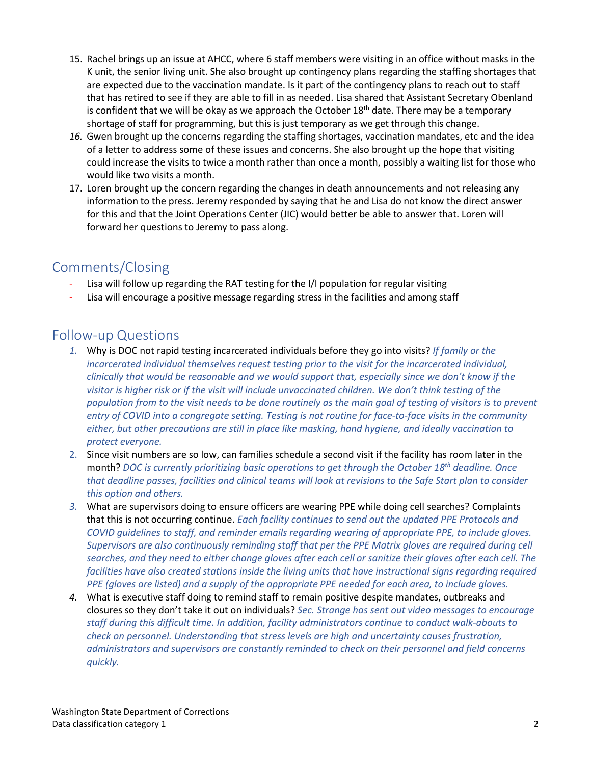15. Rachel brings up an issue at AHCC, where 6 staff members were visiting in an office without masks in the K unit, the senior living unit. She also brought up contingency plans regarding the staffing shortages that are expected due to the vaccination mandate. Is it part of the contingency plans to reach out to staff that has retired to see if they are able to fill in as needed. Lisa shared that Assistant Secretary Obenland is confident that we will be okay as we approach the October 18th date. There may be a temporary shortage of staff for programming, but this is just temporary as we get through this change.
16. Gwen brought up the concerns regarding the staffing shortages, vaccination mandates, etc and the idea of a letter to address some of these issues and concerns. She also brought up the hope that visiting could increase the visits to twice a month rather than once a month, possibly a waiting list for those who would like two visits a month.
17. Loren brought up the concern regarding the changes in death announcements and not releasing any information to the press. Jeremy responded by saying that he and Lisa do not know the direct answer for this and that the Joint Operations Center (JIC) would better be able to answer that. Loren will forward her questions to Jeremy to pass along.

## Comments/Closing

- Lisa will follow up regarding the RAT testing for the I/I population for regular visiting
- Lisa will encourage a positive message regarding stress in the facilities and among staff

## Follow-up Questions

1. Why is DOC not rapid testing incarcerated individuals before they go into visits? *If family or the incarcerated individual themselves request testing prior to the visit for the incarcerated individual, clinically that would be reasonable and we would support that, especially since we don't know if the visitor is higher risk or if the visit will include unvaccinated children. We don't think testing of the population from to the visit needs to be done routinely as the main goal of testing of visitors is to prevent entry of COVID into a congregate setting. Testing is not routine for face-to-face visits in the community either, but other precautions are still in place like masking, hand hygiene, and ideally vaccination to protect everyone.*
2. Since visit numbers are so low, can families schedule a second visit if the facility has room later in the month? *DOC is currently prioritizing basic operations to get through the October 18th deadline. Once that deadline passes, facilities and clinical teams will look at revisions to the Safe Start plan to consider this option and others.*
3. What are supervisors doing to ensure officers are wearing PPE while doing cell searches? Complaints that this is not occurring continue. *Each facility continues to send out the updated PPE Protocols and COVID guidelines to staff, and reminder emails regarding wearing of appropriate PPE, to include gloves. Supervisors are also continuously reminding staff that per the PPE Matrix gloves are required during cell searches, and they need to either change gloves after each cell or sanitize their gloves after each cell. The facilities have also created stations inside the living units that have instructional signs regarding required PPE (gloves are listed) and a supply of the appropriate PPE needed for each area, to include gloves.*
4. What is executive staff doing to remind staff to remain positive despite mandates, outbreaks and closures so they don't take it out on individuals? *Sec. Strange has sent out video messages to encourage staff during this difficult time. In addition, facility administrators continue to conduct walk-abouts to check on personnel. Understanding that stress levels are high and uncertainty causes frustration, administrators and supervisors are constantly reminded to check on their personnel and field concerns quickly.*